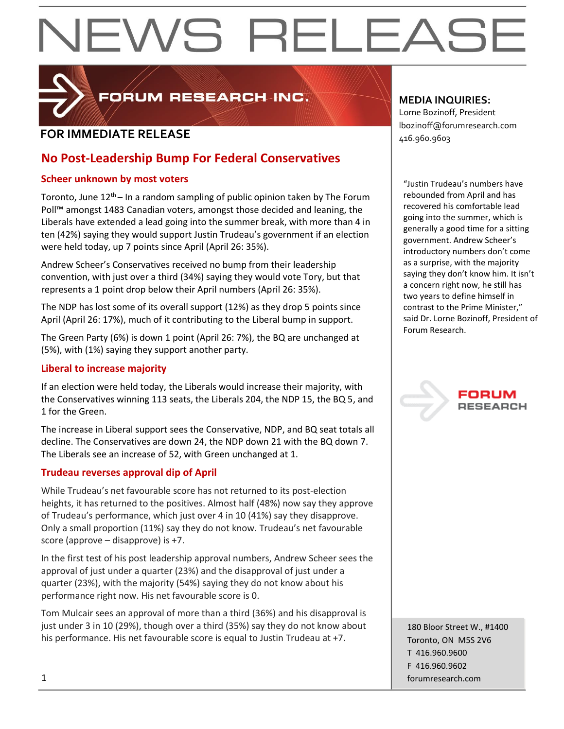# NEWS RELEASE

FORUM RESEARCH INC.

**FOR IMMEDIATE RELEASE**

## No Post-Leadership Bump For Federal Conservatives

### Scheer unknown by most voters

Toronto, June 12th – In a random sampling of public opinion taken by The Forum Poll™ amongst 1483 Canadian voters, amongst those decided and leaning, the Liberals have extended a lead going into the summer break, with more than 4 in ten (42%) saying they would support Justin Trudeau's government if an election were held today, up 7 points since April (April 26: 35%).

Andrew Scheer's Conservatives received no bump from their leadership convention, with just over a third (34%) saying they would vote Tory, but that represents a 1 point drop below their April numbers (April 26: 35%).

The NDP has lost some of its overall support (12%) as they drop 5 points since April (April 26: 17%), much of it contributing to the Liberal bump in support.

The Green Party (6%) is down 1 point (April 26: 7%), the BQ are unchanged at (5%), with (1%) saying they support another party.

### Liberal to increase majority

If an election were held today, the Liberals would increase their majority, with the Conservatives winning 113 seats, the Liberals 204, the NDP 15, the BQ 5, and 1 for the Green.

The increase in Liberal support sees the Conservative, NDP, and BQ seat totals all decline. The Conservatives are down 24, the NDP down 21 with the BQ down 7. The Liberals see an increase of 52, with Green unchanged at 1.

### Trudeau reverses approval dip of April

While Trudeau's net favourable score has not returned to its post-election heights, it has returned to the positives. Almost half (48%) now say they approve of Trudeau's performance, which just over 4 in 10 (41%) say they disapprove. Only a small proportion (11%) say they do not know. Trudeau's net favourable score (approve – disapprove) is +7.

In the first test of his post leadership approval numbers, Andrew Scheer sees the approval of just under a quarter (23%) and the disapproval of just under a quarter (23%), with the majority (54%) saying they do not know about his performance right now. His net favourable score is 0.

Tom Mulcair sees an approval of more than a third (36%) and his disapproval is just under 3 in 10 (29%), though over a third (35%) say they do not know about his performance. His net favourable score is equal to Justin Trudeau at +7.

**MEDIA INQUIRIES:**
Lorne Bozinoff, President
lbozinoff@forumresearch.com
416.960.9603

"Justin Trudeau's numbers have rebounded from April and has recovered his comfortable lead going into the summer, which is generally a good time for a sitting government. Andrew Scheer's introductory numbers don't come as a surprise, with the majority saying they don't know him. It isn't a concern right now, he still has two years to define himself in contrast to the Prime Minister," said Dr. Lorne Bozinoff, President of Forum Research.

FORUM RESEARCH

180 Bloor Street W., #1400
Toronto, ON M5S 2V6
T 416.960.9600
F 416.960.9602
forumresearch.com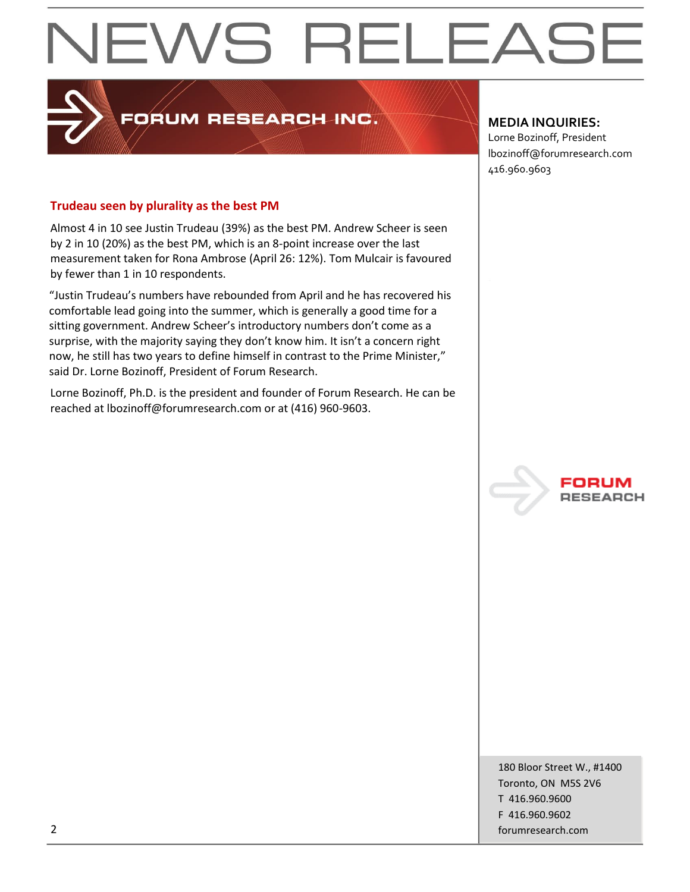# NEWS RELEASE

FORUM RESEARCH INC.

**MEDIA INQUIRIES:**
Lorne Bozinoff, President
lbozinoff@forumresearch.com
416.960.9603

## Trudeau seen by plurality as the best PM

Almost 4 in 10 see Justin Trudeau (39%) as the best PM. Andrew Scheer is seen by 2 in 10 (20%) as the best PM, which is an 8-point increase over the last measurement taken for Rona Ambrose (April 26: 12%). Tom Mulcair is favoured by fewer than 1 in 10 respondents.

"Justin Trudeau's numbers have rebounded from April and he has recovered his comfortable lead going into the summer, which is generally a good time for a sitting government. Andrew Scheer's introductory numbers don't come as a surprise, with the majority saying they don't know him. It isn't a concern right now, he still has two years to define himself in contrast to the Prime Minister," said Dr. Lorne Bozinoff, President of Forum Research.

Lorne Bozinoff, Ph.D. is the president and founder of Forum Research. He can be reached at lbozinoff@forumresearch.com or at (416) 960-9603.

180 Bloor Street W., #1400
Toronto, ON M5S 2V6
T 416.960.9600
F 416.960.9602
forumresearch.com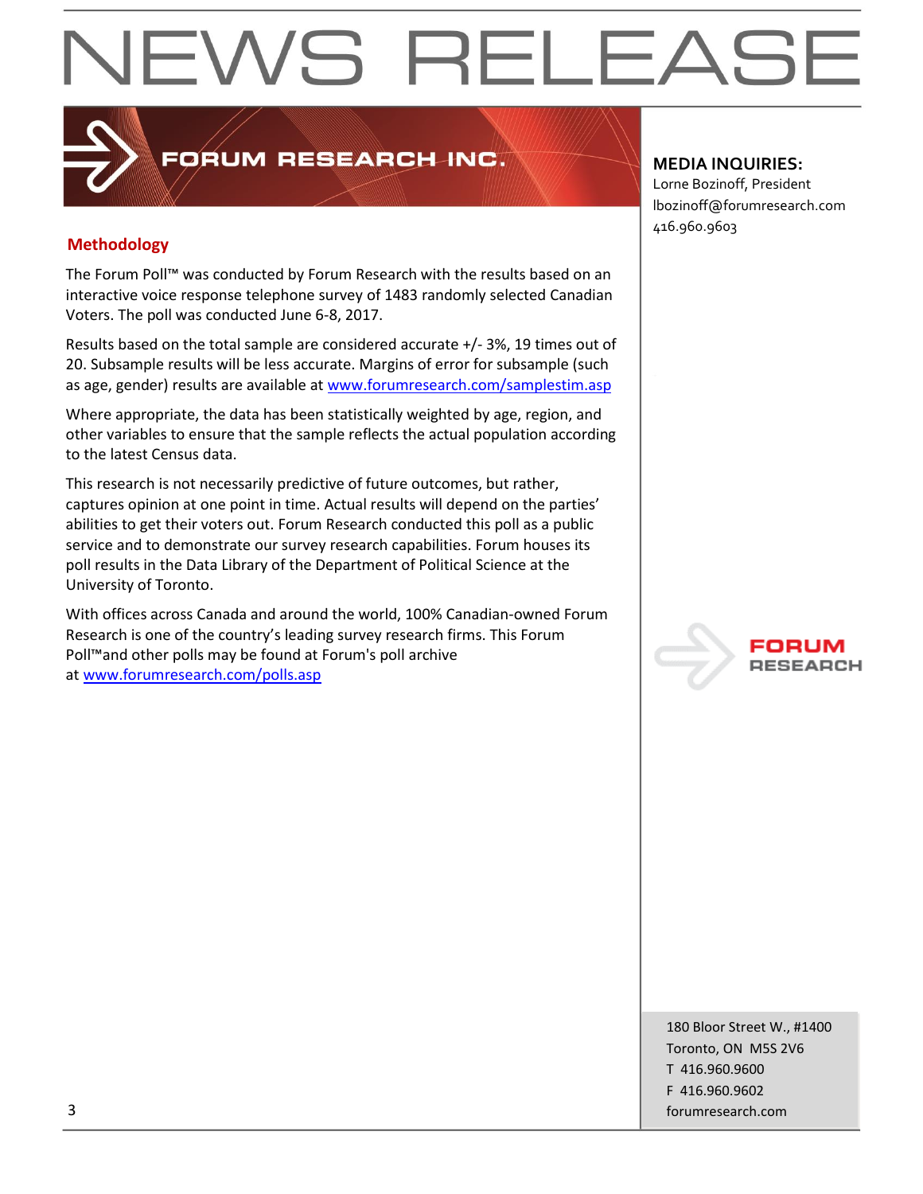# NEWS RELEASE

FORUM RESEARCH INC.

**MEDIA INQUIRIES:**
Lorne Bozinoff, President
lbozinoff@forumresearch.com
416.960.9603

## Methodology

The Forum Poll™ was conducted by Forum Research with the results based on an interactive voice response telephone survey of 1483 randomly selected Canadian Voters. The poll was conducted June 6-8, 2017.

Results based on the total sample are considered accurate +/- 3%, 19 times out of 20. Subsample results will be less accurate. Margins of error for subsample (such as age, gender) results are available at [www.forumresearch.com/samplestim.asp](www.forumresearch.com/samplestim.asp)

Where appropriate, the data has been statistically weighted by age, region, and other variables to ensure that the sample reflects the actual population according to the latest Census data.

This research is not necessarily predictive of future outcomes, but rather, captures opinion at one point in time. Actual results will depend on the parties' abilities to get their voters out. Forum Research conducted this poll as a public service and to demonstrate our survey research capabilities. Forum houses its poll results in the Data Library of the Department of Political Science at the University of Toronto.

With offices across Canada and around the world, 100% Canadian-owned Forum Research is one of the country's leading survey research firms. This Forum Poll™and other polls may be found at Forum's poll archive at [www.forumresearch.com/polls.asp](www.forumresearch.com/polls.asp)

FORUM RESEARCH

180 Bloor Street W., #1400
Toronto, ON M5S 2V6
T 416.960.9600
F 416.960.9602
forumresearch.com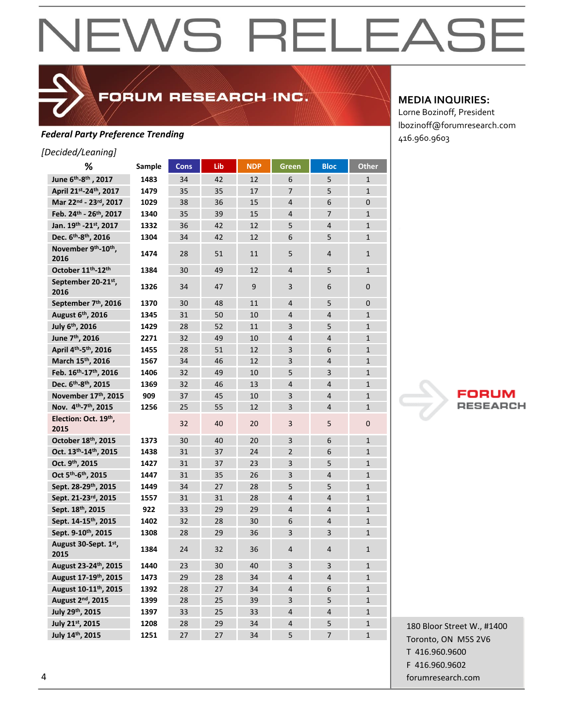# NEWS RELEASE

**FORUM RESEARCH INC.**

**MEDIA INQUIRIES:**
Lorne Bozinoff, President
lbozinoff@forumresearch.com
416.960.9603

***Federal Party Preference Trending***

*[Decided/Leaning]*

| % | Sample | Cons | Lib | NDP | Green | Bloc | Other |
|---|---|---|---|---|---|---|---|
| June 6th-8th , 2017 | 1483 | 34 | 42 | 12 | 6 | 5 | 1 |
| April 21st-24th, 2017 | 1479 | 35 | 35 | 17 | 7 | 5 | 1 |
| Mar 22nd - 23rd, 2017 | 1029 | 38 | 36 | 15 | 4 | 6 | 0 |
| Feb. 24th - 26th, 2017 | 1340 | 35 | 39 | 15 | 4 | 7 | 1 |
| Jan. 19th -21st, 2017 | 1332 | 36 | 42 | 12 | 5 | 4 | 1 |
| Dec. 6th-8th, 2016 | 1304 | 34 | 42 | 12 | 6 | 5 | 1 |
| November 9th-10th, 2016 | 1474 | 28 | 51 | 11 | 5 | 4 | 1 |
| October 11th-12th | 1384 | 30 | 49 | 12 | 4 | 5 | 1 |
| September 20-21st, 2016 | 1326 | 34 | 47 | 9 | 3 | 6 | 0 |
| September 7th, 2016 | 1370 | 30 | 48 | 11 | 4 | 5 | 0 |
| August 6th, 2016 | 1345 | 31 | 50 | 10 | 4 | 4 | 1 |
| July 6th, 2016 | 1429 | 28 | 52 | 11 | 3 | 5 | 1 |
| June 7th, 2016 | 2271 | 32 | 49 | 10 | 4 | 4 | 1 |
| April 4th-5th, 2016 | 1455 | 28 | 51 | 12 | 3 | 6 | 1 |
| March 15th, 2016 | 1567 | 34 | 46 | 12 | 3 | 4 | 1 |
| Feb. 16th-17th, 2016 | 1406 | 32 | 49 | 10 | 5 | 3 | 1 |
| Dec. 6th-8th, 2015 | 1369 | 32 | 46 | 13 | 4 | 4 | 1 |
| November 17th, 2015 | 909 | 37 | 45 | 10 | 3 | 4 | 1 |
| Nov. 4th-7th, 2015 | 1256 | 25 | 55 | 12 | 3 | 4 | 1 |
| Election: Oct. 19th, 2015 | | 32 | 40 | 20 | 3 | 5 | 0 |
| October 18th, 2015 | 1373 | 30 | 40 | 20 | 3 | 6 | 1 |
| Oct. 13th-14th, 2015 | 1438 | 31 | 37 | 24 | 2 | 6 | 1 |
| Oct. 9th, 2015 | 1427 | 31 | 37 | 23 | 3 | 5 | 1 |
| Oct 5th-6th, 2015 | 1447 | 31 | 35 | 26 | 3 | 4 | 1 |
| Sept. 28-29th, 2015 | 1449 | 34 | 27 | 28 | 5 | 5 | 1 |
| Sept. 21-23rd, 2015 | 1557 | 31 | 31 | 28 | 4 | 4 | 1 |
| Sept. 18th, 2015 | 922 | 33 | 29 | 29 | 4 | 4 | 1 |
| Sept. 14-15th, 2015 | 1402 | 32 | 28 | 30 | 6 | 4 | 1 |
| Sept. 9-10th, 2015 | 1308 | 28 | 29 | 36 | 3 | 3 | 1 |
| August 30-Sept. 1st, 2015 | 1384 | 24 | 32 | 36 | 4 | 4 | 1 |
| August 23-24th, 2015 | 1440 | 23 | 30 | 40 | 3 | 3 | 1 |
| August 17-19th, 2015 | 1473 | 29 | 28 | 34 | 4 | 4 | 1 |
| August 10-11th, 2015 | 1392 | 28 | 27 | 34 | 4 | 6 | 1 |
| August 2nd, 2015 | 1399 | 28 | 25 | 39 | 3 | 5 | 1 |
| July 29th, 2015 | 1397 | 33 | 25 | 33 | 4 | 4 | 1 |
| July 21st, 2015 | 1208 | 28 | 29 | 34 | 4 | 5 | 1 |
| July 14th, 2015 | 1251 | 27 | 27 | 34 | 5 | 7 | 1 |

FORUM RESEARCH

180 Bloor Street W., #1400
Toronto, ON M5S 2V6
T 416.960.9600
F 416.960.9602
forumresearch.com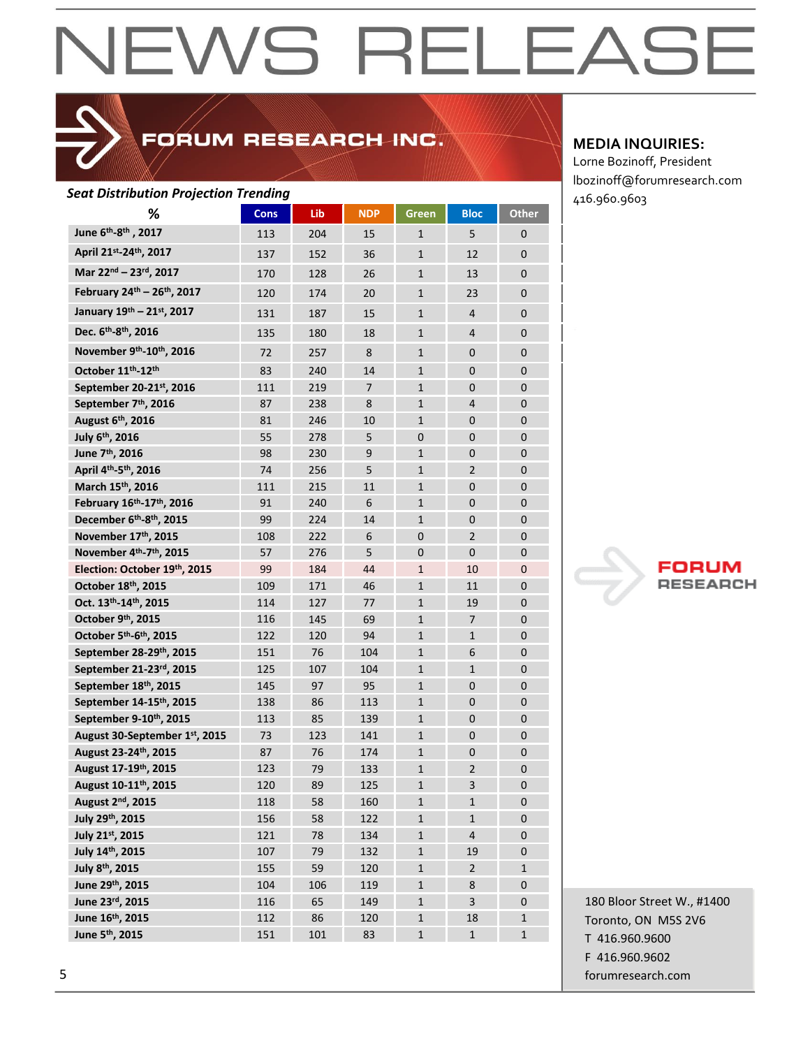# NEWS RELEASE

**FORUM RESEARCH INC.**

**MEDIA INQUIRIES:**
Lorne Bozinoff, President
lbozinoff@forumresearch.com
416.960.9603

***Seat Distribution Projection Trending***

| % | Cons | Lib | NDP | Green | Bloc | Other |
|---|---|---|---|---|---|---|
| **June 6th-8th , 2017** | 113 | 204 | 15 | 1 | 5 | 0 |
| **April 21st-24th, 2017** | 137 | 152 | 36 | 1 | 12 | 0 |
| **Mar 22nd – 23rd, 2017** | 170 | 128 | 26 | 1 | 13 | 0 |
| **February 24th – 26th, 2017** | 120 | 174 | 20 | 1 | 23 | 0 |
| **January 19th – 21st, 2017** | 131 | 187 | 15 | 1 | 4 | 0 |
| **Dec. 6th-8th, 2016** | 135 | 180 | 18 | 1 | 4 | 0 |
| **November 9th-10th, 2016** | 72 | 257 | 8 | 1 | 0 | 0 |
| **October 11th-12th** | 83 | 240 | 14 | 1 | 0 | 0 |
| **September 20-21st, 2016** | 111 | 219 | 7 | 1 | 0 | 0 |
| **September 7th, 2016** | 87 | 238 | 8 | 1 | 4 | 0 |
| **August 6th, 2016** | 81 | 246 | 10 | 1 | 0 | 0 |
| **July 6th, 2016** | 55 | 278 | 5 | 0 | 0 | 0 |
| **June 7th, 2016** | 98 | 230 | 9 | 1 | 0 | 0 |
| **April 4th-5th, 2016** | 74 | 256 | 5 | 1 | 2 | 0 |
| **March 15th, 2016** | 111 | 215 | 11 | 1 | 0 | 0 |
| **February 16th-17th, 2016** | 91 | 240 | 6 | 1 | 0 | 0 |
| **December 6th-8th, 2015** | 99 | 224 | 14 | 1 | 0 | 0 |
| **November 17th, 2015** | 108 | 222 | 6 | 0 | 2 | 0 |
| **November 4th-7th, 2015** | 57 | 276 | 5 | 0 | 0 | 0 |
| **Election: October 19th, 2015** | 99 | 184 | 44 | 1 | 10 | 0 |
| **October 18th, 2015** | 109 | 171 | 46 | 1 | 11 | 0 |
| **Oct. 13th-14th, 2015** | 114 | 127 | 77 | 1 | 19 | 0 |
| **October 9th, 2015** | 116 | 145 | 69 | 1 | 7 | 0 |
| **October 5th-6th, 2015** | 122 | 120 | 94 | 1 | 1 | 0 |
| **September 28-29th, 2015** | 151 | 76 | 104 | 1 | 6 | 0 |
| **September 21-23rd, 2015** | 125 | 107 | 104 | 1 | 1 | 0 |
| **September 18th, 2015** | 145 | 97 | 95 | 1 | 0 | 0 |
| **September 14-15th, 2015** | 138 | 86 | 113 | 1 | 0 | 0 |
| **September 9-10th, 2015** | 113 | 85 | 139 | 1 | 0 | 0 |
| **August 30-September 1st, 2015** | 73 | 123 | 141 | 1 | 0 | 0 |
| **August 23-24th, 2015** | 87 | 76 | 174 | 1 | 0 | 0 |
| **August 17-19th, 2015** | 123 | 79 | 133 | 1 | 2 | 0 |
| **August 10-11th, 2015** | 120 | 89 | 125 | 1 | 3 | 0 |
| **August 2nd, 2015** | 118 | 58 | 160 | 1 | 1 | 0 |
| **July 29th, 2015** | 156 | 58 | 122 | 1 | 1 | 0 |
| **July 21st, 2015** | 121 | 78 | 134 | 1 | 4 | 0 |
| **July 14th, 2015** | 107 | 79 | 132 | 1 | 19 | 0 |
| **July 8th, 2015** | 155 | 59 | 120 | 1 | 2 | 1 |
| **June 29th, 2015** | 104 | 106 | 119 | 1 | 8 | 0 |
| **June 23rd, 2015** | 116 | 65 | 149 | 1 | 3 | 0 |
| **June 16th, 2015** | 112 | 86 | 120 | 1 | 18 | 1 |
| **June 5th, 2015** | 151 | 101 | 83 | 1 | 1 | 1 |

FORUM RESEARCH

180 Bloor Street W., #1400
Toronto, ON M5S 2V6
T 416.960.9600
F 416.960.9602
forumresearch.com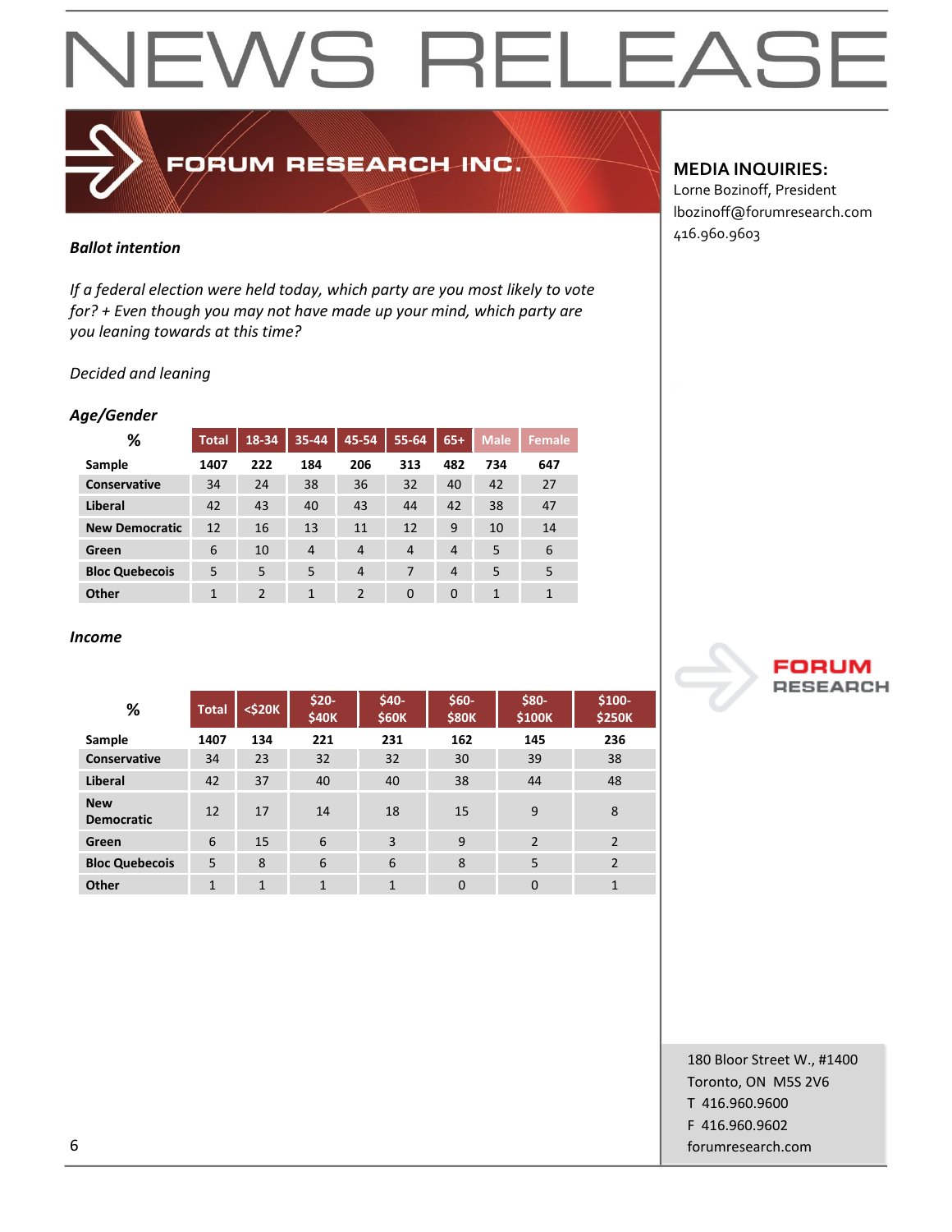# NEWS RELEASE

**FORUM RESEARCH INC.**

**MEDIA INQUIRIES:**
Lorne Bozinoff, President
lbozinoff@forumresearch.com
416.960.9603

***Ballot intention***

*If a federal election were held today, which party are you most likely to vote for? + Even though you may not have made up your mind, which party are you leaning towards at this time?*

*Decided and leaning*

***Age/Gender***

| % | Total | 18-34 | 35-44 | 45-54 | 55-64 | 65+ | Male | Female |
|---|---|---|---|---|---|---|---|---|
| **Sample** | **1407** | **222** | **184** | **206** | **313** | **482** | **734** | **647** |
| **Conservative** | 34 | 24 | 38 | 36 | 32 | 40 | 42 | 27 |
| **Liberal** | 42 | 43 | 40 | 43 | 44 | 42 | 38 | 47 |
| **New Democratic** | 12 | 16 | 13 | 11 | 12 | 9 | 10 | 14 |
| **Green** | 6 | 10 | 4 | 4 | 4 | 4 | 5 | 6 |
| **Bloc Quebecois** | 5 | 5 | 5 | 4 | 7 | 4 | 5 | 5 |
| **Other** | 1 | 2 | 1 | 2 | 0 | 0 | 1 | 1 |

***Income***

| % | Total | <$20K | $20-$40K | $40-$60K | $60-$80K | $80-$100K | $100-$250K |
|---|---|---|---|---|---|---|---|
| **Sample** | **1407** | **134** | **221** | **231** | **162** | **145** | **236** |
| **Conservative** | 34 | 23 | 32 | 32 | 30 | 39 | 38 |
| **Liberal** | 42 | 37 | 40 | 40 | 38 | 44 | 48 |
| **New Democratic** | 12 | 17 | 14 | 18 | 15 | 9 | 8 |
| **Green** | 6 | 15 | 6 | 3 | 9 | 2 | 2 |
| **Bloc Quebecois** | 5 | 8 | 6 | 6 | 8 | 5 | 2 |
| **Other** | 1 | 1 | 1 | 1 | 0 | 0 | 1 |

**FORUM RESEARCH**

180 Bloor Street W., #1400
Toronto, ON M5S 2V6
T 416.960.9600
F 416.960.9602
forumresearch.com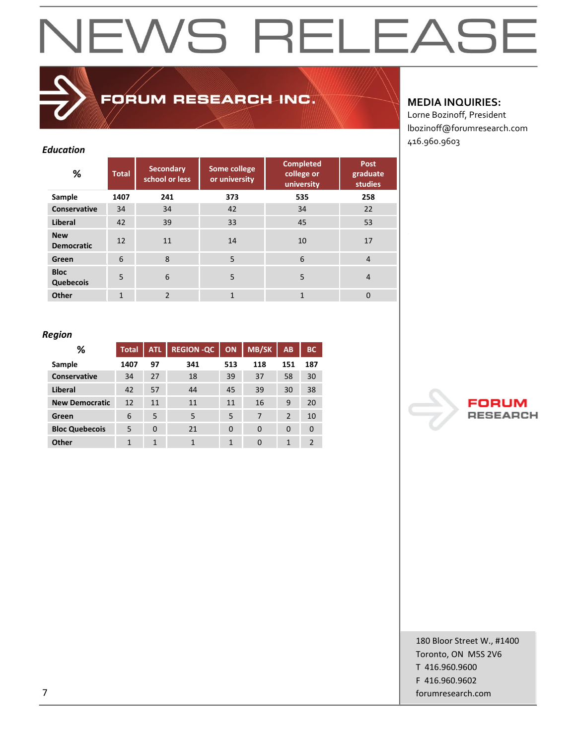# NEWS RELEASE

FORUM RESEARCH INC.

**MEDIA INQUIRIES:**
Lorne Bozinoff, President
lbozinoff@forumresearch.com
416.960.9603

### *Education*

| % | Total | Secondary school or less | Some college or university | Completed college or university | Post graduate studies |
|---|---|---|---|---|---|
| **Sample** | **1407** | **241** | **373** | **535** | **258** |
| **Conservative** | 34 | 34 | 42 | 34 | 22 |
| **Liberal** | 42 | 39 | 33 | 45 | 53 |
| **New Democratic** | 12 | 11 | 14 | 10 | 17 |
| **Green** | 6 | 8 | 5 | 6 | 4 |
| **Bloc Quebecois** | 5 | 6 | 5 | 5 | 4 |
| **Other** | 1 | 2 | 1 | 1 | 0 |

### *Region*

| % | Total | ATL | REGION -QC | ON | MB/SK | AB | BC |
|---|---|---|---|---|---|---|---|
| **Sample** | **1407** | **97** | **341** | **513** | **118** | **151** | **187** |
| **Conservative** | 34 | 27 | 18 | 39 | 37 | 58 | 30 |
| **Liberal** | 42 | 57 | 44 | 45 | 39 | 30 | 38 |
| **New Democratic** | 12 | 11 | 11 | 11 | 16 | 9 | 20 |
| **Green** | 6 | 5 | 5 | 5 | 7 | 2 | 10 |
| **Bloc Quebecois** | 5 | 0 | 21 | 0 | 0 | 0 | 0 |
| **Other** | 1 | 1 | 1 | 1 | 0 | 1 | 2 |

FORUM RESEARCH

180 Bloor Street W., #1400
Toronto, ON M5S 2V6
T 416.960.9600
F 416.960.9602
forumresearch.com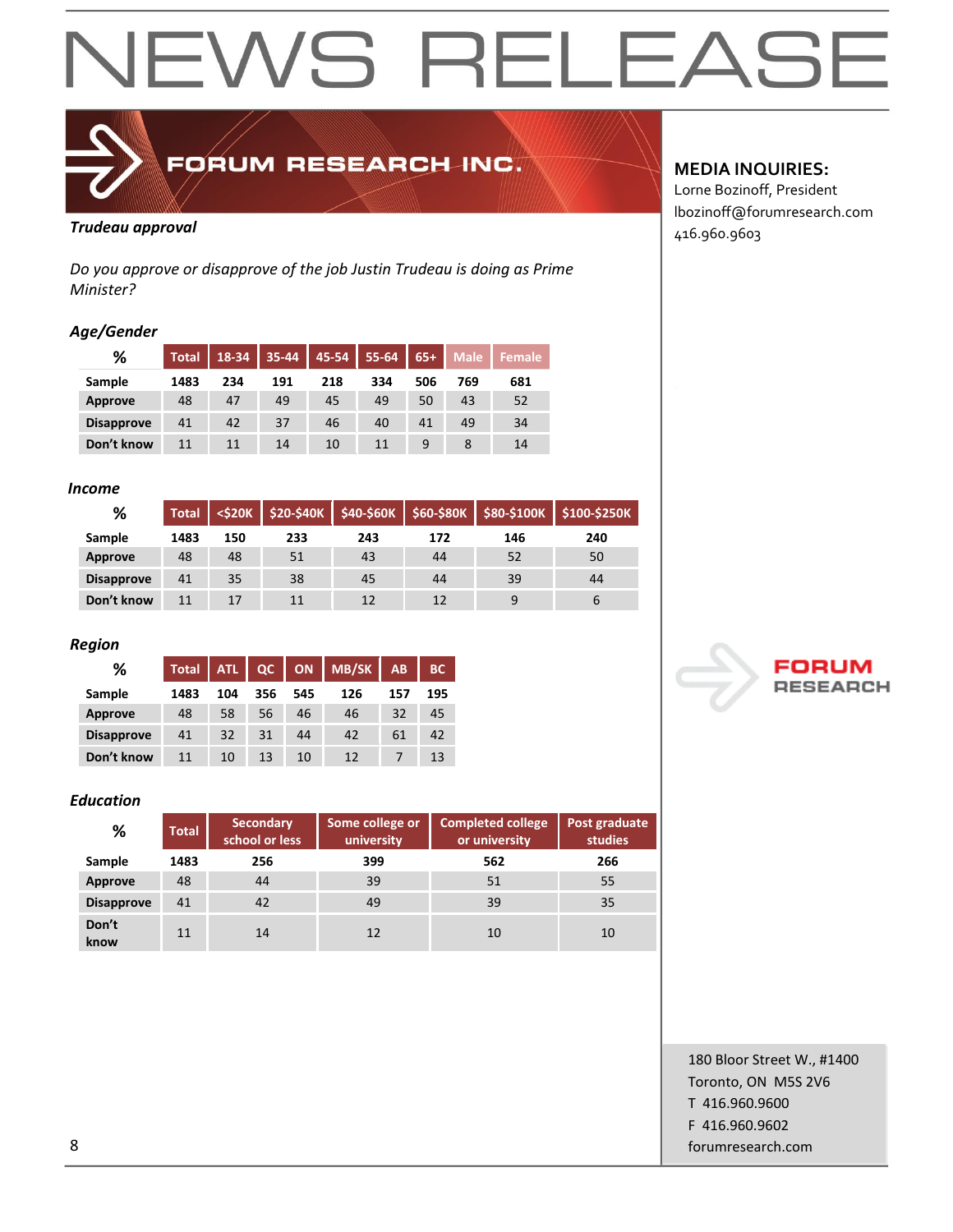# NEWS RELEASE

FORUM RESEARCH INC.

**MEDIA INQUIRIES:**
Lorne Bozinoff, President
lbozinoff@forumresearch.com
416.960.9603

***Trudeau approval***

*Do you approve or disapprove of the job Justin Trudeau is doing as Prime Minister?*

### *Age/Gender*

| % | Total | 18-34 | 35-44 | 45-54 | 55-64 | 65+ | Male | Female |
|---|---|---|---|---|---|---|---|---|
| **Sample** | **1483** | **234** | **191** | **218** | **334** | **506** | **769** | **681** |
| **Approve** | 48 | 47 | 49 | 45 | 49 | 50 | 43 | 52 |
| **Disapprove** | 41 | 42 | 37 | 46 | 40 | 41 | 49 | 34 |
| **Don't know** | 11 | 11 | 14 | 10 | 11 | 9 | 8 | 14 |

### *Income*

| % | Total | <$20K | $20-$40K | $40-$60K | $60-$80K | $80-$100K | $100-$250K |
|---|---|---|---|---|---|---|---|
| **Sample** | **1483** | **150** | **233** | **243** | **172** | **146** | **240** |
| **Approve** | 48 | 48 | 51 | 43 | 44 | 52 | 50 |
| **Disapprove** | 41 | 35 | 38 | 45 | 44 | 39 | 44 |
| **Don't know** | 11 | 17 | 11 | 12 | 12 | 9 | 6 |

### *Region*

| % | Total | ATL | QC | ON | MB/SK | AB | BC |
|---|---|---|---|---|---|---|---|
| **Sample** | **1483** | **104** | **356** | **545** | **126** | **157** | **195** |
| **Approve** | 48 | 58 | 56 | 46 | 46 | 32 | 45 |
| **Disapprove** | 41 | 32 | 31 | 44 | 42 | 61 | 42 |
| **Don't know** | 11 | 10 | 13 | 10 | 12 | 7 | 13 |

### *Education*

| % | Total | Secondary school or less | Some college or university | Completed college or university | Post graduate studies |
|---|---|---|---|---|---|
| **Sample** | **1483** | **256** | **399** | **562** | **266** |
| **Approve** | 48 | 44 | 39 | 51 | 55 |
| **Disapprove** | 41 | 42 | 49 | 39 | 35 |
| **Don't know** | 11 | 14 | 12 | 10 | 10 |

FORUM RESEARCH

180 Bloor Street W., #1400
Toronto, ON M5S 2V6
T 416.960.9600
F 416.960.9602
forumresearch.com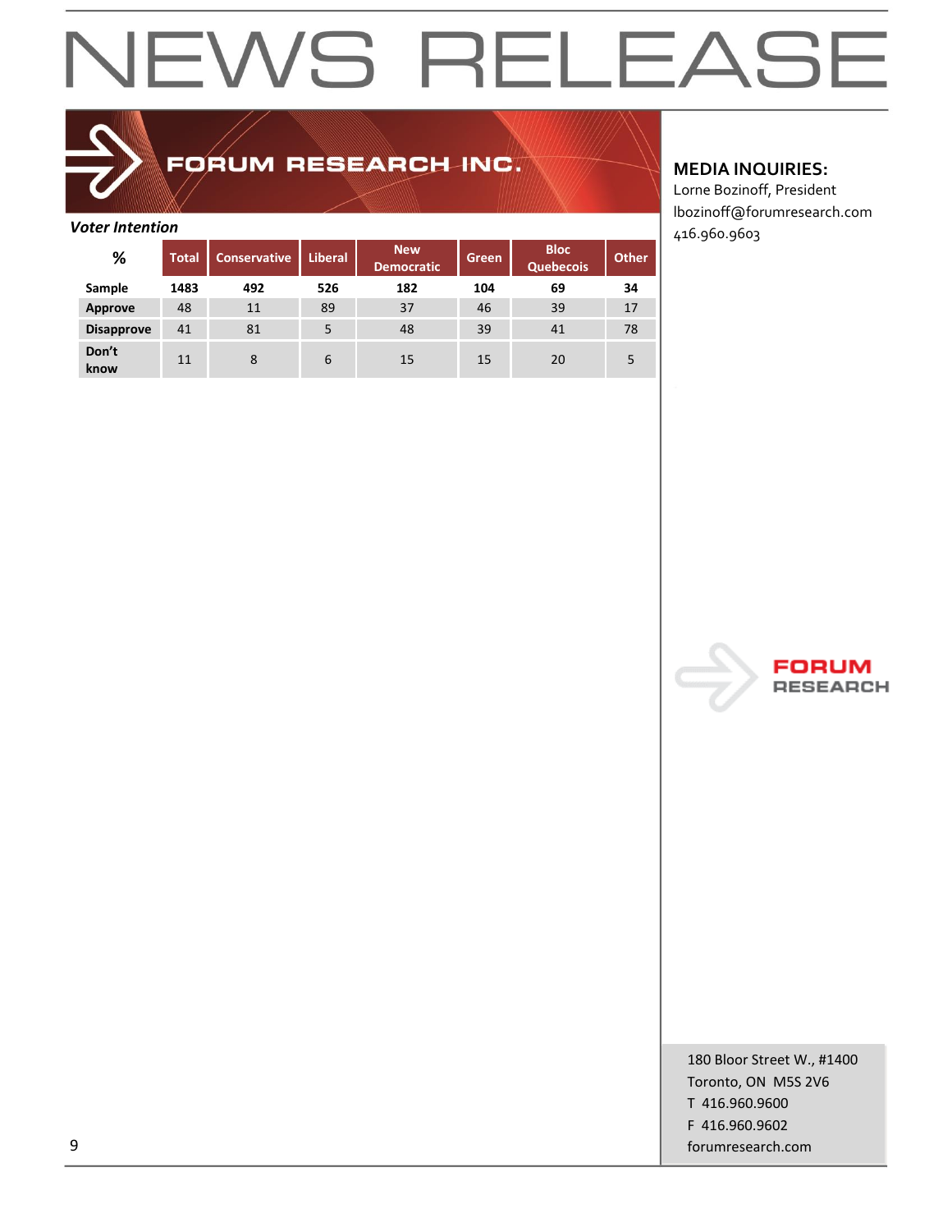# NEWS RELEASE

FORUM RESEARCH INC.

**MEDIA INQUIRIES:**
Lorne Bozinoff, President
lbozinoff@forumresearch.com
416.960.9603

*Voter Intention*

| % | Total | Conservative | Liberal | New Democratic | Green | Bloc Quebecois | Other |
|---|---|---|---|---|---|---|---|
| Sample | 1483 | 492 | 526 | 182 | 104 | 69 | 34 |
| Approve | 48 | 11 | 89 | 37 | 46 | 39 | 17 |
| Disapprove | 41 | 81 | 5 | 48 | 39 | 41 | 78 |
| Don't know | 11 | 8 | 6 | 15 | 15 | 20 | 5 |

FORUM RESEARCH

180 Bloor Street W., #1400
Toronto, ON M5S 2V6
T 416.960.9600
F 416.960.9602
forumresearch.com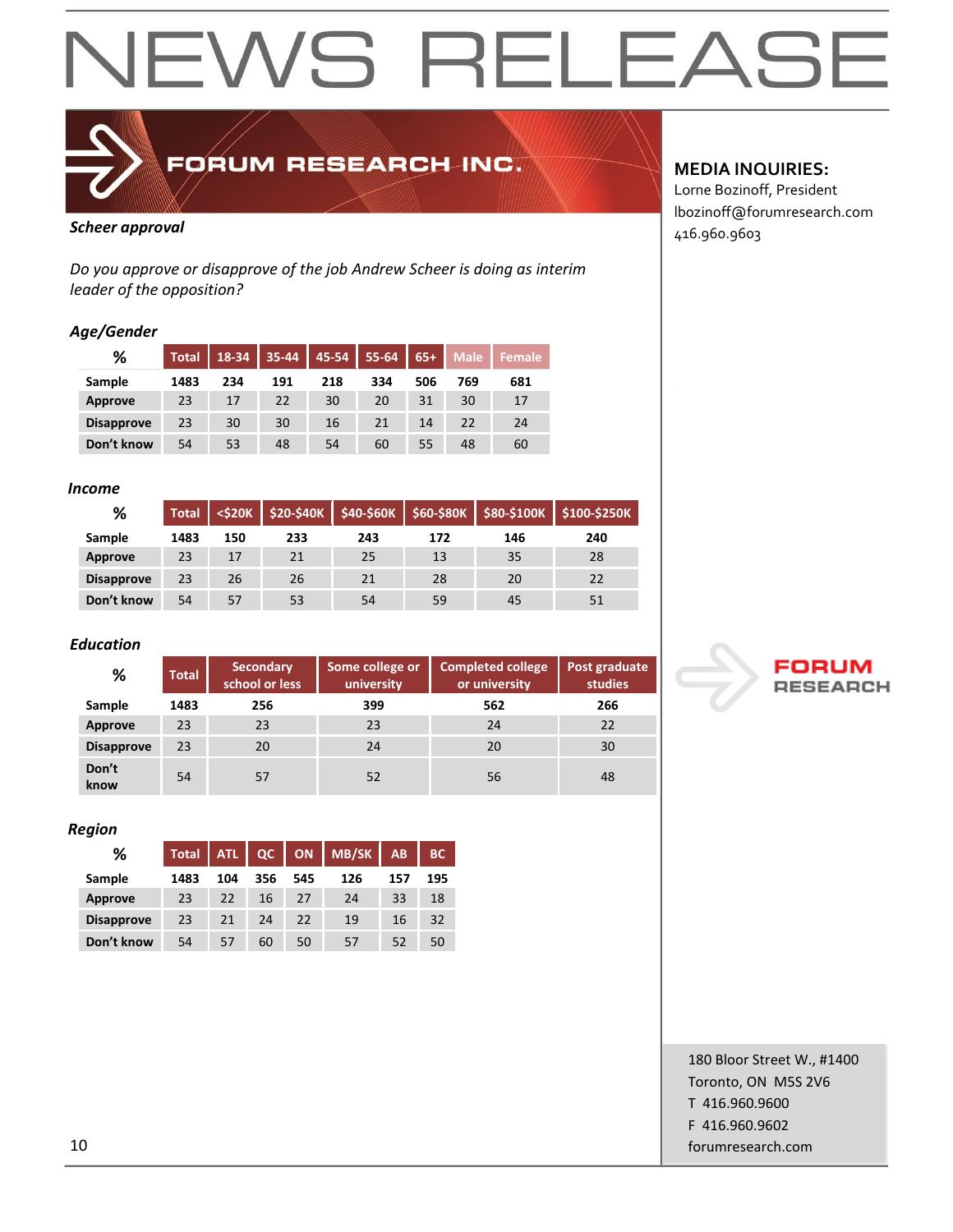# NEWS RELEASE

FORUM RESEARCH INC.

**MEDIA INQUIRIES:**
Lorne Bozinoff, President
lbozinoff@forumresearch.com
416.960.9603

***Scheer approval***

*Do you approve or disapprove of the job Andrew Scheer is doing as interim leader of the opposition?*

***Age/Gender***

| % | Total | 18-34 | 35-44 | 45-54 | 55-64 | 65+ | Male | Female |
|---|---|---|---|---|---|---|---|---|
| **Sample** | **1483** | **234** | **191** | **218** | **334** | **506** | **769** | **681** |
| **Approve** | 23 | 17 | 22 | 30 | 20 | 31 | 30 | 17 |
| **Disapprove** | 23 | 30 | 30 | 16 | 21 | 14 | 22 | 24 |
| **Don't know** | 54 | 53 | 48 | 54 | 60 | 55 | 48 | 60 |

***Income***

| % | Total | <$20K | $20-$40K | $40-$60K | $60-$80K | $80-$100K | $100-$250K |
|---|---|---|---|---|---|---|---|
| **Sample** | **1483** | **150** | **233** | **243** | **172** | **146** | **240** |
| **Approve** | 23 | 17 | 21 | 25 | 13 | 35 | 28 |
| **Disapprove** | 23 | 26 | 26 | 21 | 28 | 20 | 22 |
| **Don't know** | 54 | 57 | 53 | 54 | 59 | 45 | 51 |

***Education***

| % | Total | Secondary school or less | Some college or university | Completed college or university | Post graduate studies |
|---|---|---|---|---|---|
| **Sample** | **1483** | **256** | **399** | **562** | **266** |
| **Approve** | 23 | 23 | 23 | 24 | 22 |
| **Disapprove** | 23 | 20 | 24 | 20 | 30 |
| **Don't know** | 54 | 57 | 52 | 56 | 48 |

***Region***

| % | Total | ATL | QC | ON | MB/SK | AB | BC |
|---|---|---|---|---|---|---|---|
| **Sample** | **1483** | **104** | **356** | **545** | **126** | **157** | **195** |
| **Approve** | 23 | 22 | 16 | 27 | 24 | 33 | 18 |
| **Disapprove** | 23 | 21 | 24 | 22 | 19 | 16 | 32 |
| **Don't know** | 54 | 57 | 60 | 50 | 57 | 52 | 50 |

FORUM RESEARCH

180 Bloor Street W., #1400
Toronto, ON M5S 2V6
T 416.960.9600
F 416.960.9602
forumresearch.com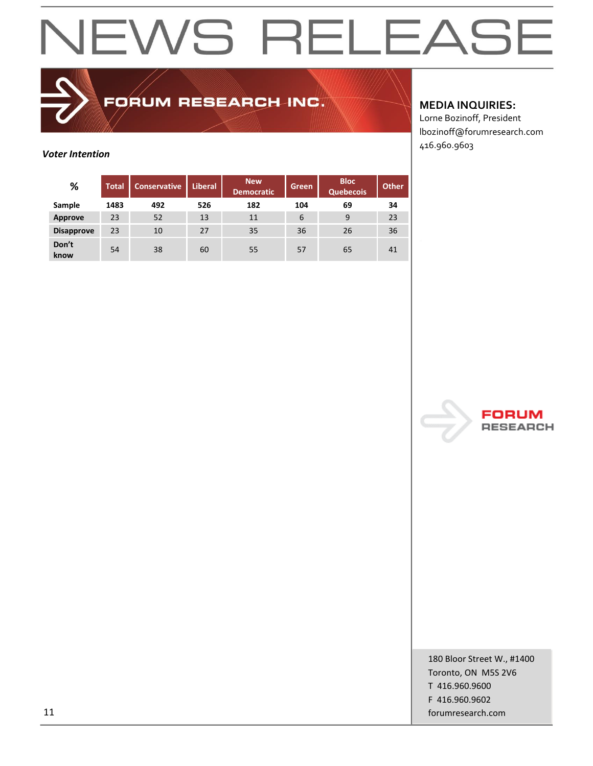# NEWS RELEASE

**FORUM RESEARCH INC.**

**MEDIA INQUIRIES:**
Lorne Bozinoff, President
lbozinoff@forumresearch.com
416.960.9603

***Voter Intention***

| % | Total | Conservative | Liberal | New Democratic | Green | Bloc Quebecois | Other |
|---|---|---|---|---|---|---|---|
| **Sample** | **1483** | **492** | **526** | **182** | **104** | **69** | **34** |
| **Approve** | 23 | 52 | 13 | 11 | 6 | 9 | 23 |
| **Disapprove** | 23 | 10 | 27 | 35 | 36 | 26 | 36 |
| **Don't know** | 54 | 38 | 60 | 55 | 57 | 65 | 41 |

FORUM RESEARCH

180 Bloor Street W., #1400
Toronto, ON M5S 2V6
T 416.960.9600
F 416.960.9602
forumresearch.com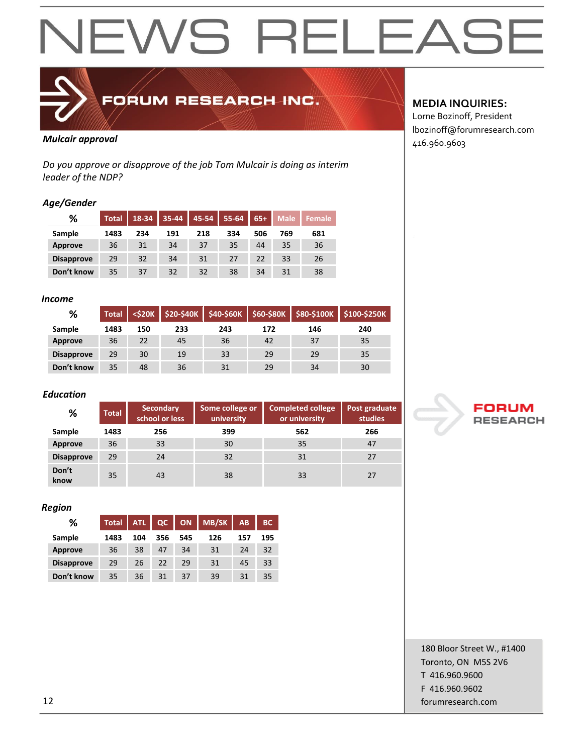# NEWS RELEASE

FORUM RESEARCH INC.

**MEDIA INQUIRIES:**
Lorne Bozinoff, President
lbozinoff@forumresearch.com
416.960.9603

***Mulcair approval***

*Do you approve or disapprove of the job Tom Mulcair is doing as interim leader of the NDP?*

### *Age/Gender*

| % | Total | 18-34 | 35-44 | 45-54 | 55-64 | 65+ | Male | Female |
|---|---|---|---|---|---|---|---|---|
| **Sample** | **1483** | **234** | **191** | **218** | **334** | **506** | **769** | **681** |
| **Approve** | 36 | 31 | 34 | 37 | 35 | 44 | 35 | 36 |
| **Disapprove** | 29 | 32 | 34 | 31 | 27 | 22 | 33 | 26 |
| **Don't know** | 35 | 37 | 32 | 32 | 38 | 34 | 31 | 38 |

### *Income*

| % | Total | <$20K | $20-$40K | $40-$60K | $60-$80K | $80-$100K | $100-$250K |
|---|---|---|---|---|---|---|---|
| **Sample** | **1483** | **150** | **233** | **243** | **172** | **146** | **240** |
| **Approve** | 36 | 22 | 45 | 36 | 42 | 37 | 35 |
| **Disapprove** | 29 | 30 | 19 | 33 | 29 | 29 | 35 |
| **Don't know** | 35 | 48 | 36 | 31 | 29 | 34 | 30 |

### *Education*

| % | Total | Secondary school or less | Some college or university | Completed college or university | Post graduate studies |
|---|---|---|---|---|---|
| **Sample** | **1483** | **256** | **399** | **562** | **266** |
| **Approve** | 36 | 33 | 30 | 35 | 47 |
| **Disapprove** | 29 | 24 | 32 | 31 | 27 |
| **Don't know** | 35 | 43 | 38 | 33 | 27 |

### *Region*

| % | Total | ATL | QC | ON | MB/SK | AB | BC |
|---|---|---|---|---|---|---|---|
| **Sample** | **1483** | **104** | **356** | **545** | **126** | **157** | **195** |
| **Approve** | 36 | 38 | 47 | 34 | 31 | 24 | 32 |
| **Disapprove** | 29 | 26 | 22 | 29 | 31 | 45 | 33 |
| **Don't know** | 35 | 36 | 31 | 37 | 39 | 31 | 35 |

FORUM RESEARCH

180 Bloor Street W., #1400
Toronto, ON M5S 2V6
T 416.960.9600
F 416.960.9602
forumresearch.com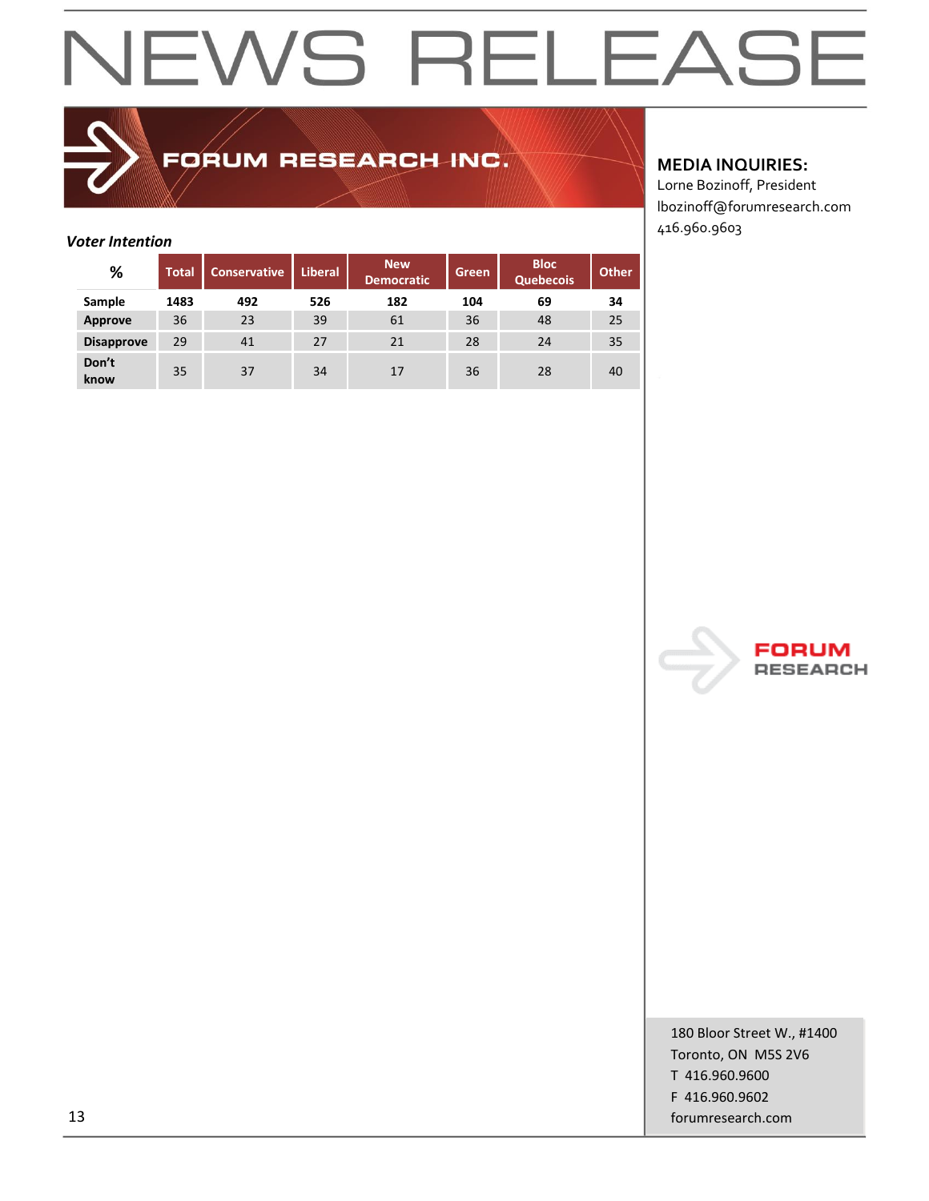# NEWS RELEASE

FORUM RESEARCH INC.

**MEDIA INQUIRIES:**
Lorne Bozinoff, President
lbozinoff@forumresearch.com
416.960.9603

***Voter Intention***

| % | Total | Conservative | Liberal | New Democratic | Green | Bloc Quebecois | Other |
|---|---|---|---|---|---|---|---|
| **Sample** | **1483** | **492** | **526** | **182** | **104** | **69** | **34** |
| **Approve** | 36 | 23 | 39 | 61 | 36 | 48 | 25 |
| **Disapprove** | 29 | 41 | 27 | 21 | 28 | 24 | 35 |
| **Don't know** | 35 | 37 | 34 | 17 | 36 | 28 | 40 |

FORUM RESEARCH

180 Bloor Street W., #1400
Toronto, ON M5S 2V6
T 416.960.9600
F 416.960.9602
forumresearch.com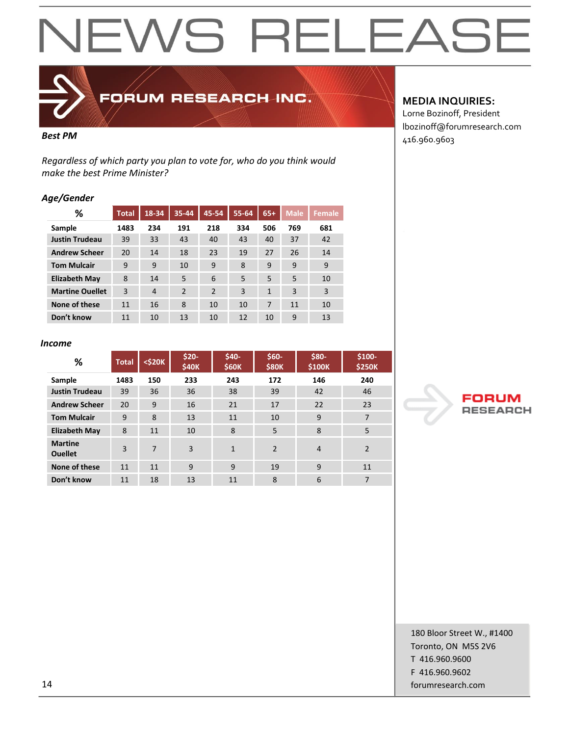# NEWS RELEASE

FORUM RESEARCH INC.

**MEDIA INQUIRIES:**
Lorne Bozinoff, President
lbozinoff@forumresearch.com
416.960.9603

***Best PM***

*Regardless of which party you plan to vote for, who do you think would make the best Prime Minister?*

***Age/Gender***

| % | Total | 18-34 | 35-44 | 45-54 | 55-64 | 65+ | Male | Female |
|---|---|---|---|---|---|---|---|---|
| **Sample** | **1483** | **234** | **191** | **218** | **334** | **506** | **769** | **681** |
| **Justin Trudeau** | 39 | 33 | 43 | 40 | 43 | 40 | 37 | 42 |
| **Andrew Scheer** | 20 | 14 | 18 | 23 | 19 | 27 | 26 | 14 |
| **Tom Mulcair** | 9 | 9 | 10 | 9 | 8 | 9 | 9 | 9 |
| **Elizabeth May** | 8 | 14 | 5 | 6 | 5 | 5 | 5 | 10 |
| **Martine Ouellet** | 3 | 4 | 2 | 2 | 3 | 1 | 3 | 3 |
| **None of these** | 11 | 16 | 8 | 10 | 10 | 7 | 11 | 10 |
| **Don't know** | 11 | 10 | 13 | 10 | 12 | 10 | 9 | 13 |

***Income***

| % | Total | <$20K | $20-$40K | $40-$60K | $60-$80K | $80-$100K | $100-$250K |
|---|---|---|---|---|---|---|---|
| **Sample** | **1483** | **150** | **233** | **243** | **172** | **146** | **240** |
| **Justin Trudeau** | 39 | 36 | 36 | 38 | 39 | 42 | 46 |
| **Andrew Scheer** | 20 | 9 | 16 | 21 | 17 | 22 | 23 |
| **Tom Mulcair** | 9 | 8 | 13 | 11 | 10 | 9 | 7 |
| **Elizabeth May** | 8 | 11 | 10 | 8 | 5 | 8 | 5 |
| **Martine Ouellet** | 3 | 7 | 3 | 1 | 2 | 4 | 2 |
| **None of these** | 11 | 11 | 9 | 9 | 19 | 9 | 11 |
| **Don't know** | 11 | 18 | 13 | 11 | 8 | 6 | 7 |

FORUM RESEARCH

180 Bloor Street W., #1400
Toronto, ON M5S 2V6
T 416.960.9600
F 416.960.9602
forumresearch.com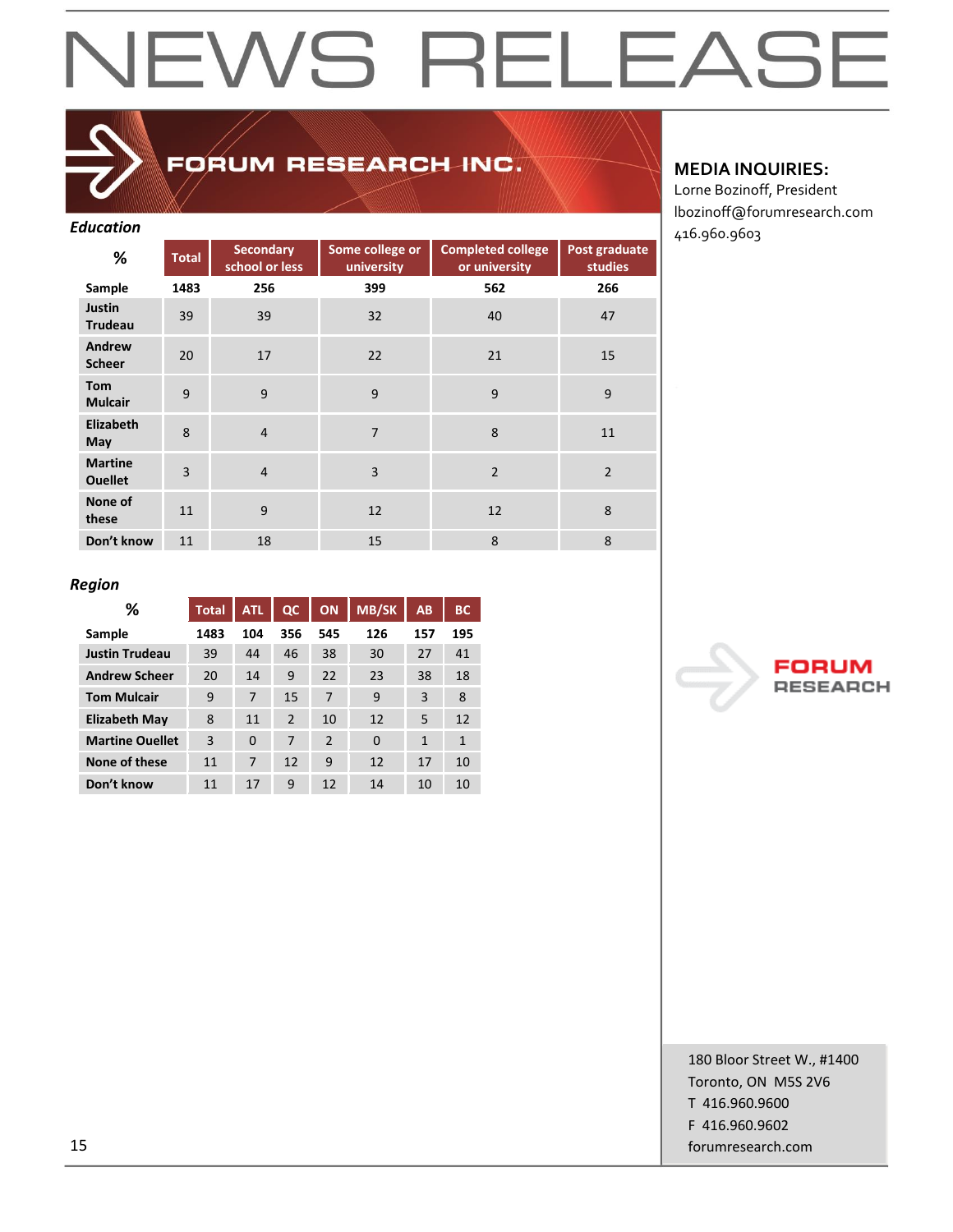# NEWS RELEASE

**FORUM RESEARCH INC.**

**MEDIA INQUIRIES:**
Lorne Bozinoff, President
lbozinoff@forumresearch.com
416.960.9603

***Education***

| % | Total | Secondary school or less | Some college or university | Completed college or university | Post graduate studies |
|---|---|---|---|---|---|
| **Sample** | **1483** | **256** | **399** | **562** | **266** |
| **Justin Trudeau** | 39 | 39 | 32 | 40 | 47 |
| **Andrew Scheer** | 20 | 17 | 22 | 21 | 15 |
| **Tom Mulcair** | 9 | 9 | 9 | 9 | 9 |
| **Elizabeth May** | 8 | 4 | 7 | 8 | 11 |
| **Martine Ouellet** | 3 | 4 | 3 | 2 | 2 |
| **None of these** | 11 | 9 | 12 | 12 | 8 |
| **Don't know** | 11 | 18 | 15 | 8 | 8 |

***Region***

| % | Total | ATL | QC | ON | MB/SK | AB | BC |
|---|---|---|---|---|---|---|---|
| **Sample** | **1483** | **104** | **356** | **545** | **126** | **157** | **195** |
| **Justin Trudeau** | 39 | 44 | 46 | 38 | 30 | 27 | 41 |
| **Andrew Scheer** | 20 | 14 | 9 | 22 | 23 | 38 | 18 |
| **Tom Mulcair** | 9 | 7 | 15 | 7 | 9 | 3 | 8 |
| **Elizabeth May** | 8 | 11 | 2 | 10 | 12 | 5 | 12 |
| **Martine Ouellet** | 3 | 0 | 7 | 2 | 0 | 1 | 1 |
| **None of these** | 11 | 7 | 12 | 9 | 12 | 17 | 10 |
| **Don't know** | 11 | 17 | 9 | 12 | 14 | 10 | 10 |

FORUM RESEARCH

180 Bloor Street W., #1400
Toronto, ON M5S 2V6
T 416.960.9600
F 416.960.9602
forumresearch.com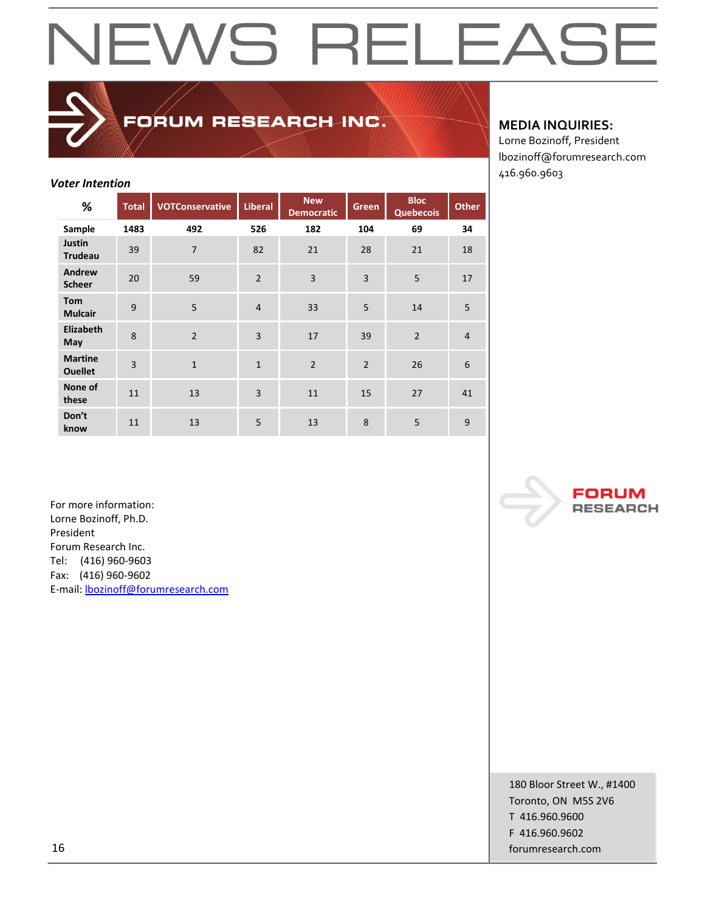# NEWS RELEASE

FORUM RESEARCH INC.

**MEDIA INQUIRIES:**
Lorne Bozinoff, President
lbozinoff@forumresearch.com
416.960.9603

***Voter Intention***

| % | Total | VOTConservative | Liberal | New Democratic | Green | Bloc Quebecois | Other |
|---|---|---|---|---|---|---|---|
| **Sample** | **1483** | **492** | **526** | **182** | **104** | **69** | **34** |
| **Justin Trudeau** | 39 | 7 | 82 | 21 | 28 | 21 | 18 |
| **Andrew Scheer** | 20 | 59 | 2 | 3 | 3 | 5 | 17 |
| **Tom Mulcair** | 9 | 5 | 4 | 33 | 5 | 14 | 5 |
| **Elizabeth May** | 8 | 2 | 3 | 17 | 39 | 2 | 4 |
| **Martine Ouellet** | 3 | 1 | 1 | 2 | 2 | 26 | 6 |
| **None of these** | 11 | 13 | 3 | 11 | 15 | 27 | 41 |
| **Don't know** | 11 | 13 | 5 | 13 | 8 | 5 | 9 |

For more information:
Lorne Bozinoff, Ph.D.
President
Forum Research Inc.
Tel: (416) 960-9603
Fax: (416) 960-9602
E-mail: lbozinoff@forumresearch.com

FORUM RESEARCH

180 Bloor Street W., #1400
Toronto, ON M5S 2V6
T 416.960.9600
F 416.960.9602
forumresearch.com